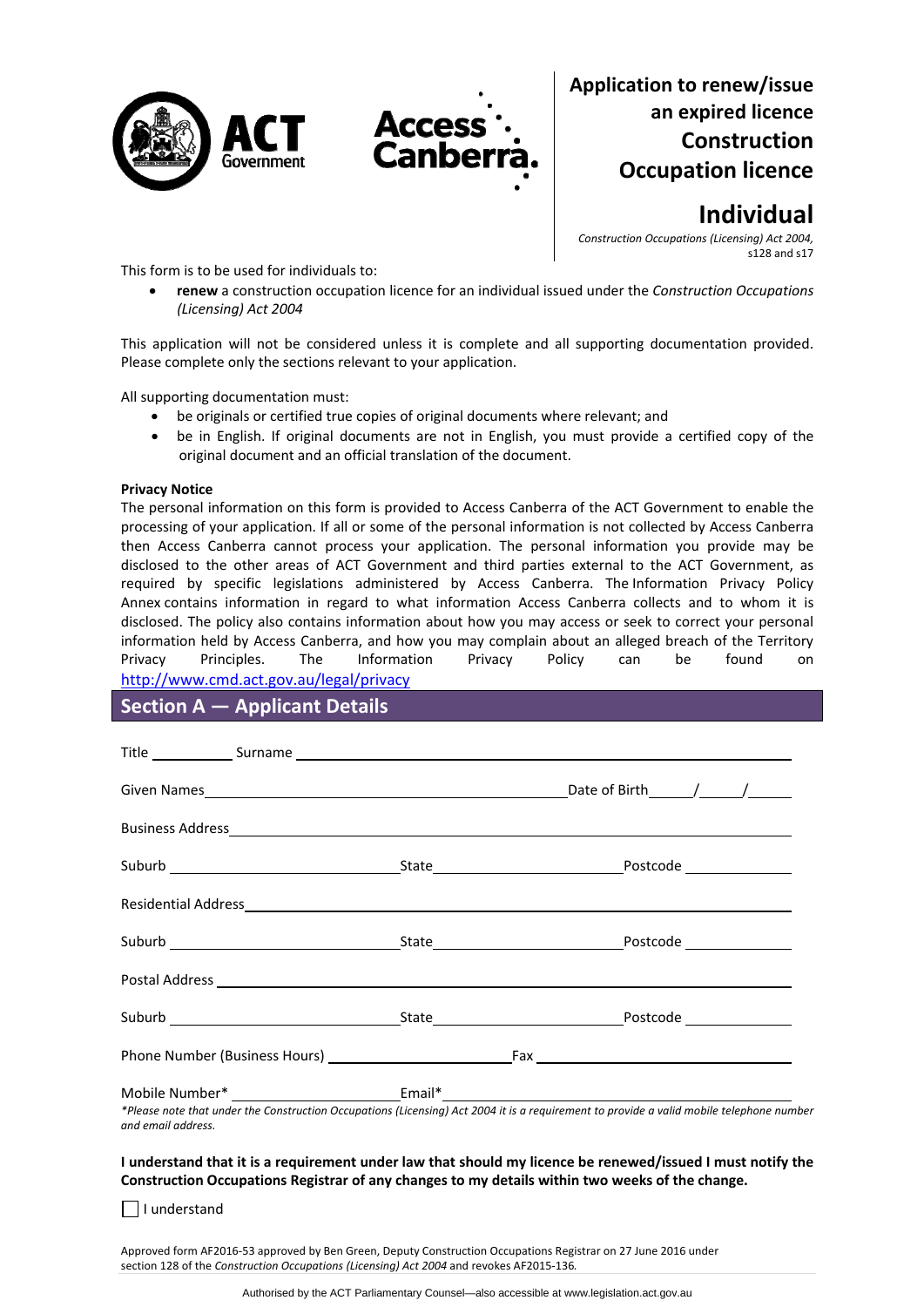# Application to renew/issue an expired licence Construction Occupation licence

## Individual

*Construction Occupations (Licensing) Act 2004,* s128 and s17

This form is to be used for individuals to:

- **renew** a construction occupation licence for an individual issued under the *Construction Occupations (Licensing) Act 2004*

This application will not be considered unless it is complete and all supporting documentation provided. Please complete only the sections relevant to your application.

All supporting documentation must:

- be originals or certified true copies of original documents where relevant; and
- be in English. If original documents are not in English, you must provide a certified copy of the original document and an official translation of the document.

**Privacy Notice**

The personal information on this form is provided to Access Canberra of the ACT Government to enable the processing of your application. If all or some of the personal information is not collected by Access Canberra then Access Canberra cannot process your application. The personal information you provide may be disclosed to the other areas of ACT Government and third parties external to the ACT Government, as required by specific legislations administered by Access Canberra. The Information Privacy Policy Annex contains information in regard to what information Access Canberra collects and to whom it is disclosed. The policy also contains information about how you may access or seek to correct your personal information held by Access Canberra, and how you may complain about an alleged breach of the Territory Privacy Principles. The Information Privacy Policy can be found on http://www.cmd.act.gov.au/legal/privacy

## Section A — Applicant Details

Title ___________ Surname ______________________________________________

Given Names ______________________________________ Date of Birth _____/_____/_____

Business Address ______________________________________________

Suburb ______________________ State ______________________ Postcode ____________

Residential Address ______________________________________________

Suburb ______________________ State ______________________ Postcode ____________

Postal Address ______________________________________________

Suburb ______________________ State ______________________ Postcode ____________

Phone Number (Business Hours) ______________________ Fax ______________________

Mobile Number* ______________________ Email* ______________________________

*\*Please note that under the Construction Occupations (Licensing) Act 2004 it is a requirement to provide a valid mobile telephone number and email address.*

**I understand that it is a requirement under law that should my licence be renewed/issued I must notify the Construction Occupations Registrar of any changes to my details within two weeks of the change.**

☐ I understand

Approved form AF2016-53 approved by Ben Green, Deputy Construction Occupations Registrar on 27 June 2016 under section 128 of the *Construction Occupations (Licensing) Act 2004* and revokes AF2015-136.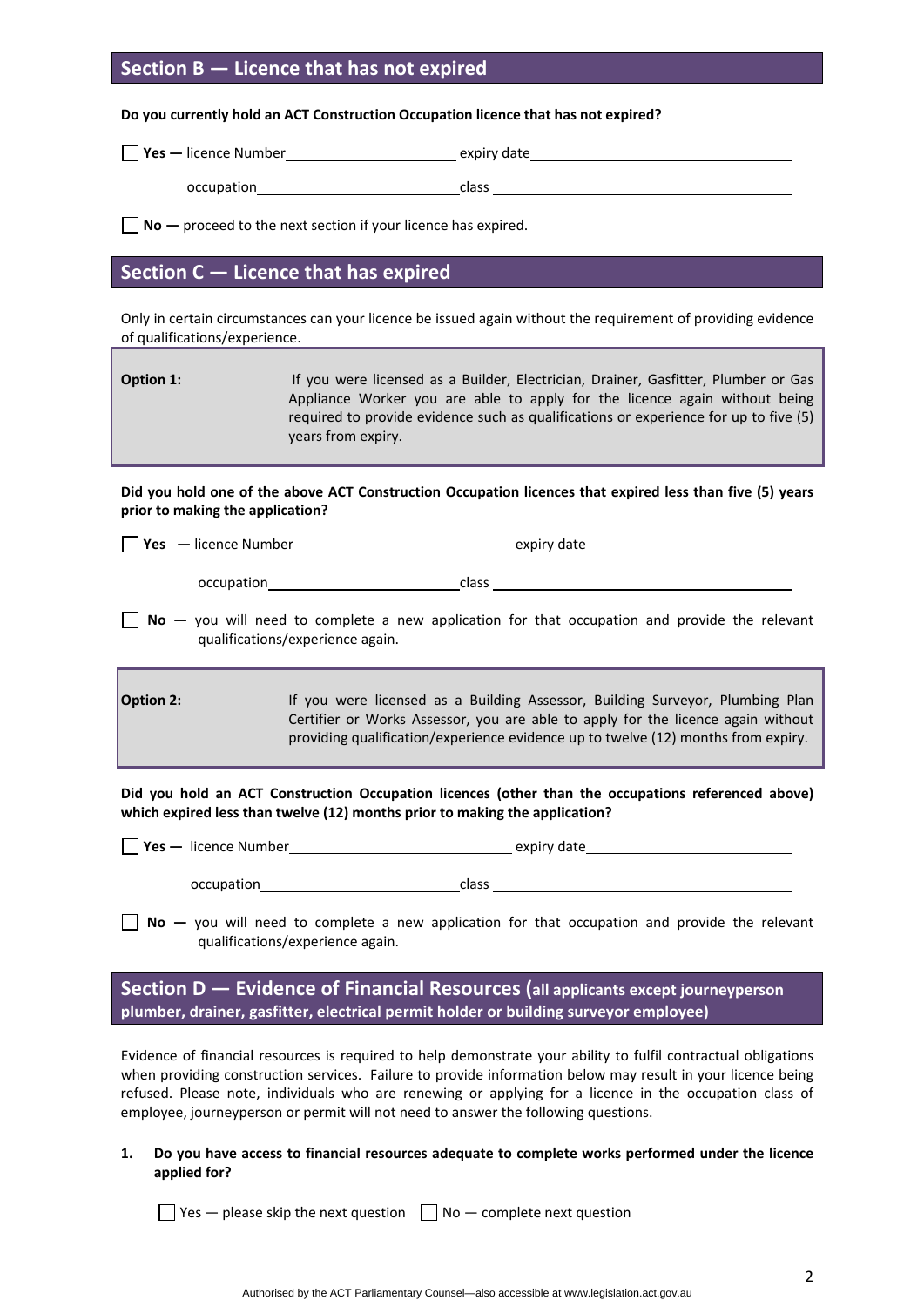## Section B — Licence that has not expired

**Do you currently hold an ACT Construction Occupation licence that has not expired?**

☐ **Yes —** licence Number\_\_\_\_\_\_\_\_\_\_\_\_\_\_\_\_\_\_\_\_ expiry date\_\_\_\_\_\_\_\_\_\_\_\_\_\_\_\_\_\_\_\_

occupation\_\_\_\_\_\_\_\_\_\_\_\_\_\_\_\_\_\_\_\_ class \_\_\_\_\_\_\_\_\_\_\_\_\_\_\_\_\_\_\_\_

☐ **No —** proceed to the next section if your licence has expired.

## Section C — Licence that has expired

Only in certain circumstances can your licence be issued again without the requirement of providing evidence of qualifications/experience.

| **Option 1:** | If you were licensed as a Builder, Electrician, Drainer, Gasfitter, Plumber or Gas Appliance Worker you are able to apply for the licence again without being required to provide evidence such as qualifications or experience for up to five (5) years from expiry. |
|---|---|

**Did you hold one of the above ACT Construction Occupation licences that expired less than five (5) years prior to making the application?**

☐ **Yes** — licence Number\_\_\_\_\_\_\_\_\_\_\_\_\_\_\_\_\_\_\_\_ expiry date\_\_\_\_\_\_\_\_\_\_\_\_\_\_\_\_\_\_\_\_

occupation\_\_\_\_\_\_\_\_\_\_\_\_\_\_\_\_\_\_\_\_ class \_\_\_\_\_\_\_\_\_\_\_\_\_\_\_\_\_\_\_\_

☐ **No —** you will need to complete a new application for that occupation and provide the relevant qualifications/experience again.

| **Option 2:** | If you were licensed as a Building Assessor, Building Surveyor, Plumbing Plan Certifier or Works Assessor, you are able to apply for the licence again without providing qualification/experience evidence up to twelve (12) months from expiry. |
|---|---|

**Did you hold an ACT Construction Occupation licences (other than the occupations referenced above) which expired less than twelve (12) months prior to making the application?**

☐ **Yes —** licence Number\_\_\_\_\_\_\_\_\_\_\_\_\_\_\_\_\_\_\_\_ expiry date\_\_\_\_\_\_\_\_\_\_\_\_\_\_\_\_\_\_\_\_

occupation\_\_\_\_\_\_\_\_\_\_\_\_\_\_\_\_\_\_\_\_ class \_\_\_\_\_\_\_\_\_\_\_\_\_\_\_\_\_\_\_\_

☐ **No —** you will need to complete a new application for that occupation and provide the relevant qualifications/experience again.

## Section D — Evidence of Financial Resources (all applicants except journeyperson plumber, drainer, gasfitter, electrical permit holder or building surveyor employee)

Evidence of financial resources is required to help demonstrate your ability to fulfil contractual obligations when providing construction services. Failure to provide information below may result in your licence being refused. Please note, individuals who are renewing or applying for a licence in the occupation class of employee, journeyperson or permit will not need to answer the following questions.

1. **Do you have access to financial resources adequate to complete works performed under the licence applied for?**

   ☐ Yes — please skip the next question ☐ No — complete next question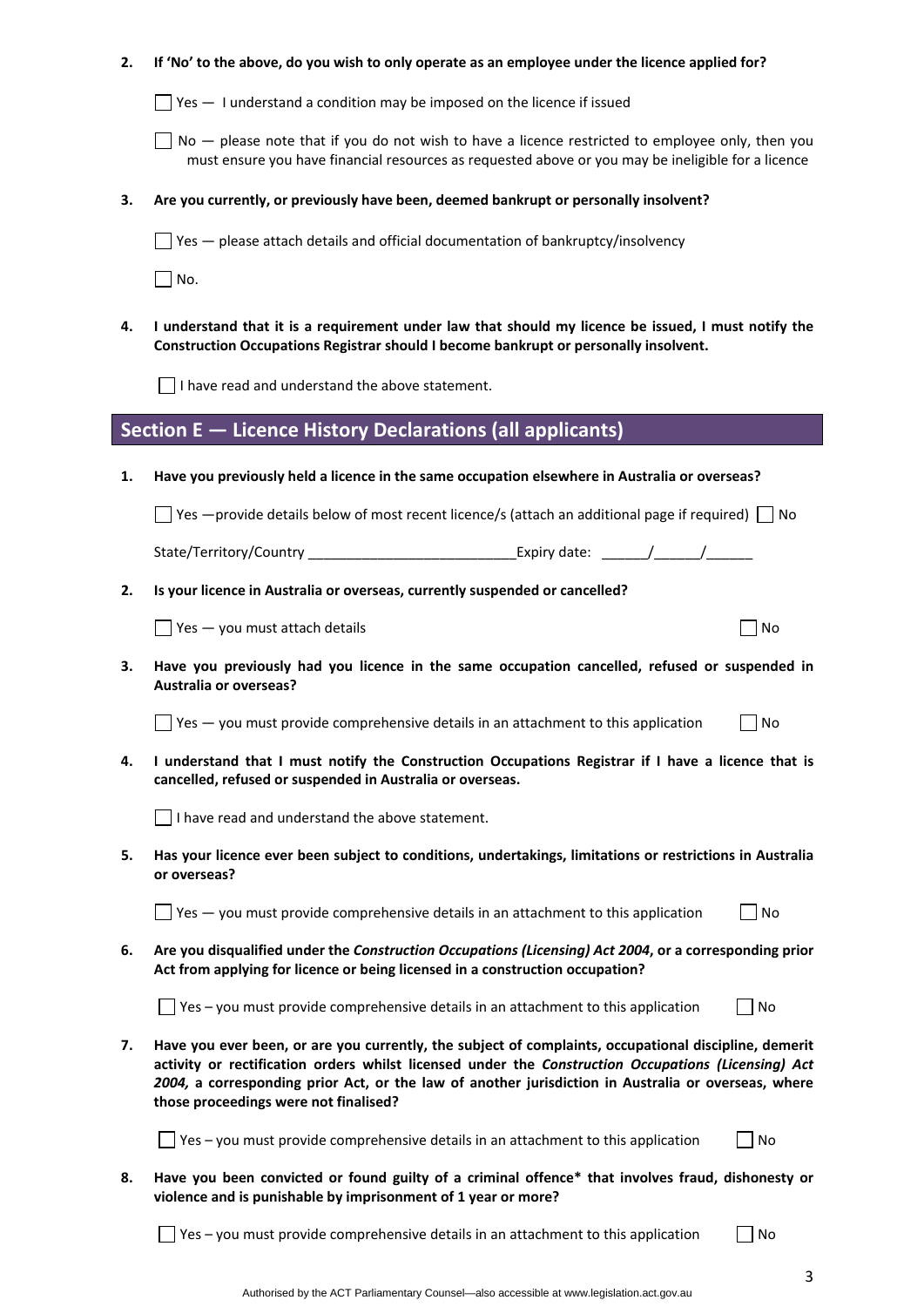**2. If 'No' to the above, do you wish to only operate as an employee under the licence applied for?**

☐ Yes — I understand a condition may be imposed on the licence if issued

☐ No — please note that if you do not wish to have a licence restricted to employee only, then you must ensure you have financial resources as requested above or you may be ineligible for a licence

**3. Are you currently, or previously have been, deemed bankrupt or personally insolvent?**

☐ Yes — please attach details and official documentation of bankruptcy/insolvency

☐ No.

**4. I understand that it is a requirement under law that should my licence be issued, I must notify the Construction Occupations Registrar should I become bankrupt or personally insolvent.**

☐ I have read and understand the above statement.

## Section E — Licence History Declarations (all applicants)

**1. Have you previously held a licence in the same occupation elsewhere in Australia or overseas?**

☐ Yes —provide details below of most recent licence/s (attach an additional page if required) ☐ No

State/Territory/Country ___________________________ Expiry date: ______/______/______

**2. Is your licence in Australia or overseas, currently suspended or cancelled?**

☐ Yes — you must attach details ☐ No

**3. Have you previously had you licence in the same occupation cancelled, refused or suspended in Australia or overseas?**

☐ Yes — you must provide comprehensive details in an attachment to this application ☐ No

**4. I understand that I must notify the Construction Occupations Registrar if I have a licence that is cancelled, refused or suspended in Australia or overseas.**

☐ I have read and understand the above statement.

**5. Has your licence ever been subject to conditions, undertakings, limitations or restrictions in Australia or overseas?**

☐ Yes — you must provide comprehensive details in an attachment to this application ☐ No

**6. Are you disqualified under the *Construction Occupations (Licensing) Act 2004*, or a corresponding prior Act from applying for licence or being licensed in a construction occupation?**

☐ Yes – you must provide comprehensive details in an attachment to this application ☐ No

**7. Have you ever been, or are you currently, the subject of complaints, occupational discipline, demerit activity or rectification orders whilst licensed under the *Construction Occupations (Licensing) Act 2004,* a corresponding prior Act, or the law of another jurisdiction in Australia or overseas, where those proceedings were not finalised?**

☐ Yes – you must provide comprehensive details in an attachment to this application ☐ No

**8. Have you been convicted or found guilty of a criminal offence* that involves fraud, dishonesty or violence and is punishable by imprisonment of 1 year or more?**

☐ Yes – you must provide comprehensive details in an attachment to this application ☐ No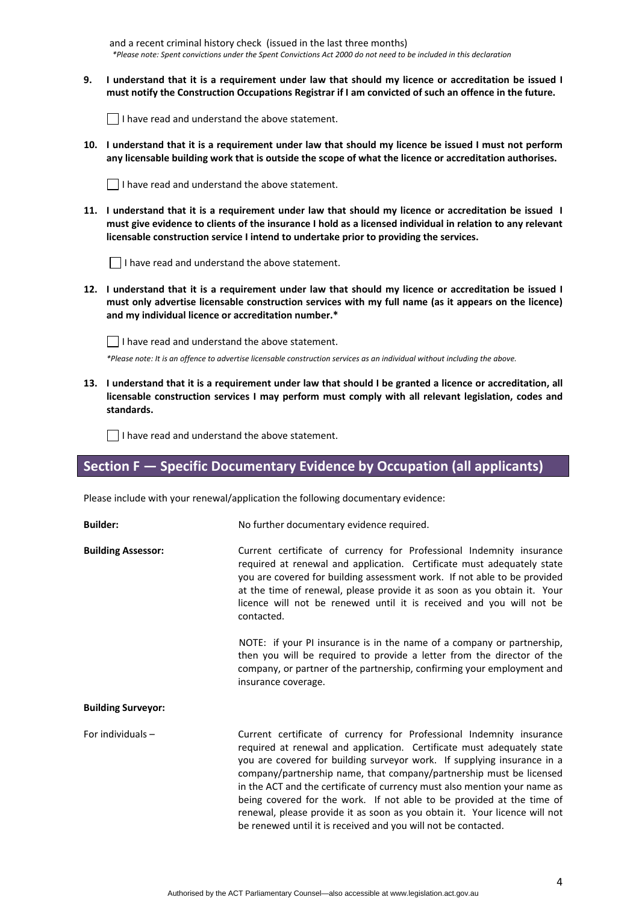and a recent criminal history check (issued in the last three months)

*\*Please note: Spent convictions under the Spent Convictions Act 2000 do not need to be included in this declaration*

**9. I understand that it is a requirement under law that should my licence or accreditation be issued I must notify the Construction Occupations Registrar if I am convicted of such an offence in the future.**

☐ I have read and understand the above statement.

**10. I understand that it is a requirement under law that should my licence be issued I must not perform any licensable building work that is outside the scope of what the licence or accreditation authorises.**

☐ I have read and understand the above statement.

**11. I understand that it is a requirement under law that should my licence or accreditation be issued I must give evidence to clients of the insurance I hold as a licensed individual in relation to any relevant licensable construction service I intend to undertake prior to providing the services.**

☐ I have read and understand the above statement.

**12. I understand that it is a requirement under law that should my licence or accreditation be issued I must only advertise licensable construction services with my full name (as it appears on the licence) and my individual licence or accreditation number.\***

☐ I have read and understand the above statement.

*\*Please note: It is an offence to advertise licensable construction services as an individual without including the above.*

**13. I understand that it is a requirement under law that should I be granted a licence or accreditation, all licensable construction services I may perform must comply with all relevant legislation, codes and standards.**

☐ I have read and understand the above statement.

## Section F — Specific Documentary Evidence by Occupation (all applicants)

Please include with your renewal/application the following documentary evidence:

**Builder:** No further documentary evidence required.

**Building Assessor:** Current certificate of currency for Professional Indemnity insurance required at renewal and application. Certificate must adequately state you are covered for building assessment work. If not able to be provided at the time of renewal, please provide it as soon as you obtain it. Your licence will not be renewed until it is received and you will not be contacted.

NOTE: if your PI insurance is in the name of a company or partnership, then you will be required to provide a letter from the director of the company, or partner of the partnership, confirming your employment and insurance coverage.

**Building Surveyor:**

For individuals – Current certificate of currency for Professional Indemnity insurance required at renewal and application. Certificate must adequately state you are covered for building surveyor work. If supplying insurance in a company/partnership name, that company/partnership must be licensed in the ACT and the certificate of currency must also mention your name as being covered for the work. If not able to be provided at the time of renewal, please provide it as soon as you obtain it. Your licence will not be renewed until it is received and you will not be contacted.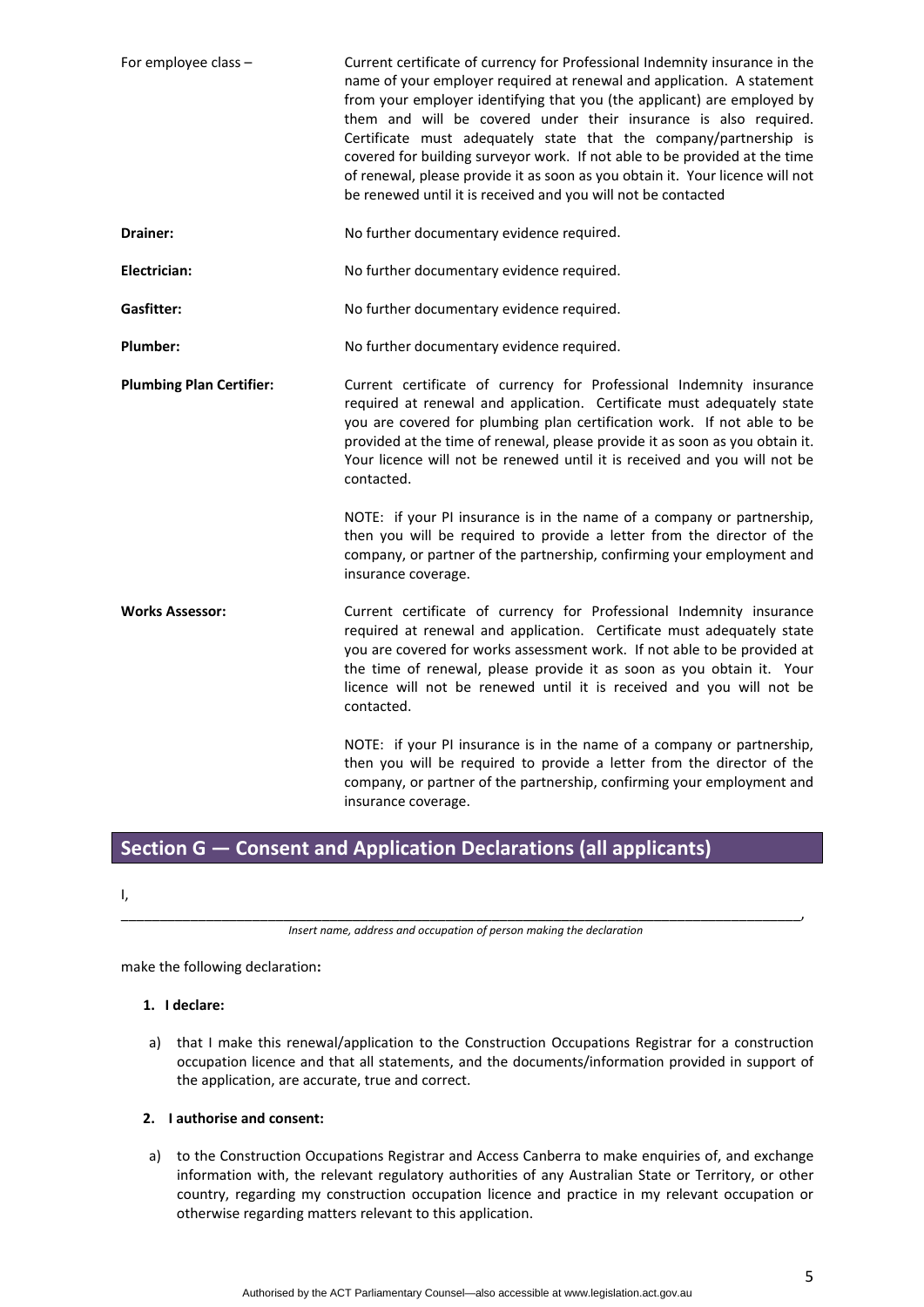| | |
|---|---|
| For employee class – | Current certificate of currency for Professional Indemnity insurance in the name of your employer required at renewal and application. A statement from your employer identifying that you (the applicant) are employed by them and will be covered under their insurance is also required. Certificate must adequately state that the company/partnership is covered for building surveyor work. If not able to be provided at the time of renewal, please provide it as soon as you obtain it. Your licence will not be renewed until it is received and you will not be contacted |
| **Drainer:** | No further documentary evidence required. |
| **Electrician:** | No further documentary evidence required. |
| **Gasfitter:** | No further documentary evidence required. |
| **Plumber:** | No further documentary evidence required. |
| **Plumbing Plan Certifier:** | Current certificate of currency for Professional Indemnity insurance required at renewal and application. Certificate must adequately state you are covered for plumbing plan certification work. If not able to be provided at the time of renewal, please provide it as soon as you obtain it. Your licence will not be renewed until it is received and you will not be contacted.<br><br>NOTE: if your PI insurance is in the name of a company or partnership, then you will be required to provide a letter from the director of the company, or partner of the partnership, confirming your employment and insurance coverage. |
| **Works Assessor:** | Current certificate of currency for Professional Indemnity insurance required at renewal and application. Certificate must adequately state you are covered for works assessment work. If not able to be provided at the time of renewal, please provide it as soon as you obtain it. Your licence will not be renewed until it is received and you will not be contacted.<br><br>NOTE: if your PI insurance is in the name of a company or partnership, then you will be required to provide a letter from the director of the company, or partner of the partnership, confirming your employment and insurance coverage. |

## Section G — Consent and Application Declarations (all applicants)

I,

____________________________________________________________________________________________,

*Insert name, address and occupation of person making the declaration*

make the following declaration**:**

1. **I declare:**

   a) that I make this renewal/application to the Construction Occupations Registrar for a construction occupation licence and that all statements, and the documents/information provided in support of the application, are accurate, true and correct.

2. **I authorise and consent:**

   a) to the Construction Occupations Registrar and Access Canberra to make enquiries of, and exchange information with, the relevant regulatory authorities of any Australian State or Territory, or other country, regarding my construction occupation licence and practice in my relevant occupation or otherwise regarding matters relevant to this application.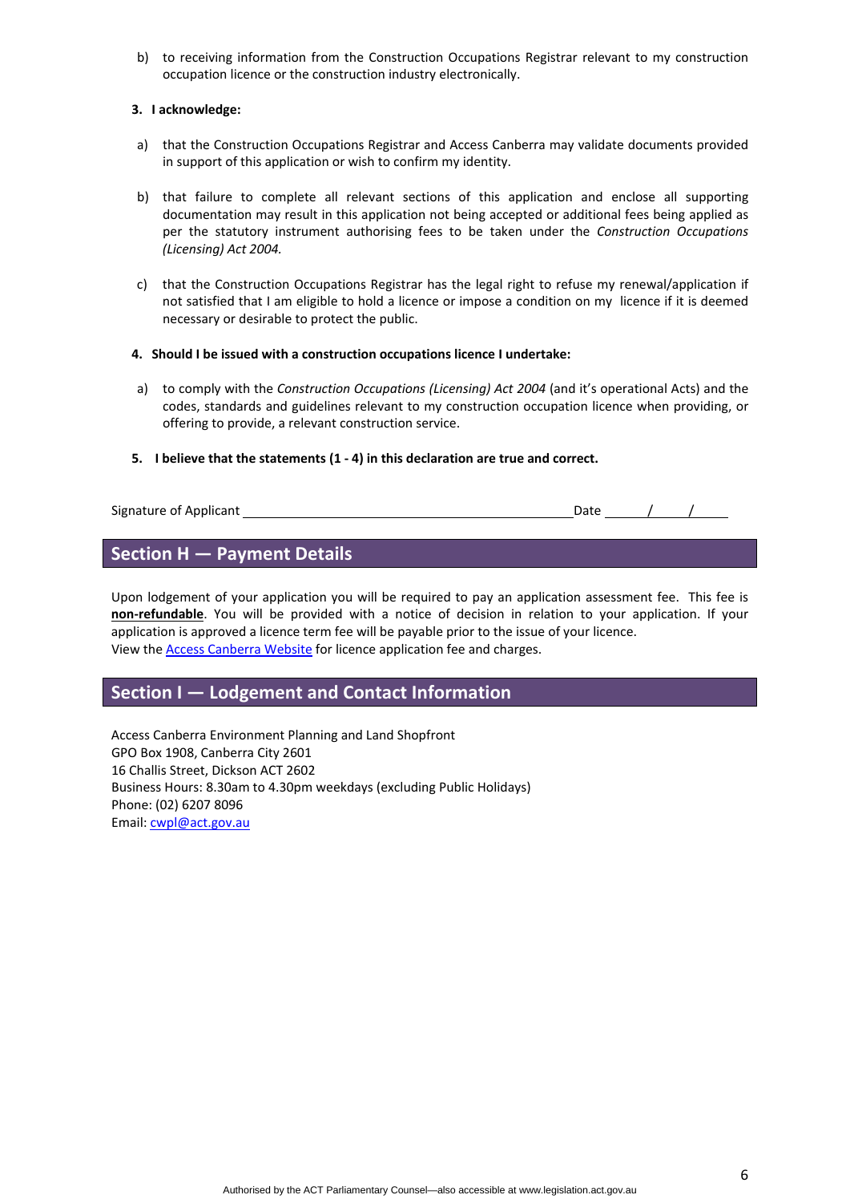b) to receiving information from the Construction Occupations Registrar relevant to my construction occupation licence or the construction industry electronically.

**3. I acknowledge:**

a) that the Construction Occupations Registrar and Access Canberra may validate documents provided in support of this application or wish to confirm my identity.

b) that failure to complete all relevant sections of this application and enclose all supporting documentation may result in this application not being accepted or additional fees being applied as per the statutory instrument authorising fees to be taken under the *Construction Occupations (Licensing) Act 2004.*

c) that the Construction Occupations Registrar has the legal right to refuse my renewal/application if not satisfied that I am eligible to hold a licence or impose a condition on my licence if it is deemed necessary or desirable to protect the public.

**4. Should I be issued with a construction occupations licence I undertake:**

a) to comply with the *Construction Occupations (Licensing) Act 2004* (and it's operational Acts) and the codes, standards and guidelines relevant to my construction occupation licence when providing, or offering to provide, a relevant construction service.

**5. I believe that the statements (1 - 4) in this declaration are true and correct.**

Signature of Applicant ______________________________ Date ____ / ____ / ____

## Section H — Payment Details

Upon lodgement of your application you will be required to pay an application assessment fee. This fee is **non-refundable**. You will be provided with a notice of decision in relation to your application. If your application is approved a licence term fee will be payable prior to the issue of your licence.
View the Access Canberra Website for licence application fee and charges.

## Section I — Lodgement and Contact Information

Access Canberra Environment Planning and Land Shopfront
GPO Box 1908, Canberra City 2601
16 Challis Street, Dickson ACT 2602
Business Hours: 8.30am to 4.30pm weekdays (excluding Public Holidays)
Phone: (02) 6207 8096
Email: cwpl@act.gov.au